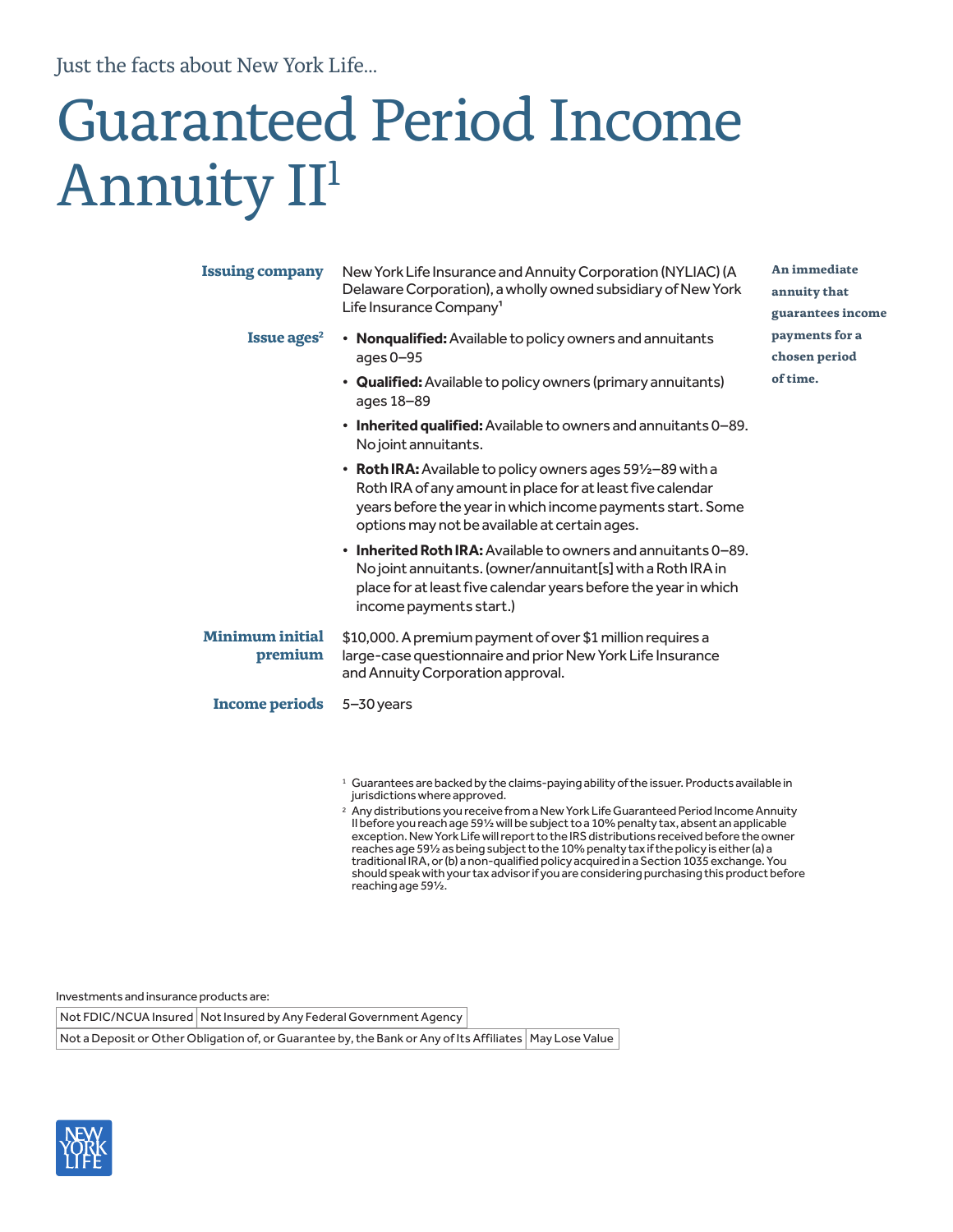Just the facts about New York Life...

# Guaranteed Period Income Annuity II[1]

**An immediate annuity that guarantees income payments for a chosen period of time.**

**Issuing company**

New York Life Insurance and Annuity Corporation (NYLIAC) (A Delaware Corporation), a wholly owned subsidiary of New York Life Insurance Company[1]

**Issue ages[2]**

- **Nonqualified:** Available to policy owners and annuitants ages 0–95
- **Qualified:** Available to policy owners (primary annuitants) ages 18–89
- **Inherited qualified:** Available to owners and annuitants 0–89. No joint annuitants.
- **Roth IRA:** Available to policy owners ages 59½–89 with a Roth IRA of any amount in place for at least five calendar years before the year in which income payments start. Some options may not be available at certain ages.
- **Inherited Roth IRA:** Available to owners and annuitants 0–89. No joint annuitants. (owner/annuitant[s] with a Roth IRA in place for at least five calendar years before the year in which income payments start.)

**Minimum initial premium**

$10,000. A premium payment of over $1 million requires a large-case questionnaire and prior New York Life Insurance and Annuity Corporation approval.

**Income periods**

5–30 years

[1] Guarantees are backed by the claims-paying ability of the issuer. Products available in jurisdictions where approved.

[2] Any distributions you receive from a New York Life Guaranteed Period Income Annuity II before you reach age 59½ will be subject to a 10% penalty tax, absent an applicable exception. New York Life will report to the IRS distributions received before the owner reaches age 59½ as being subject to the 10% penalty tax if the policy is either (a) a traditional IRA, or (b) a non-qualified policy acquired in a Section 1035 exchange. You should speak with your tax advisor if you are considering purchasing this product before reaching age 59½.

Investments and insurance products are:

| Not FDIC/NCUA Insured | Not Insured by Any Federal Government Agency |
|---|---|
| Not a Deposit or Other Obligation of, or Guarantee by, the Bank or Any of Its Affiliates | May Lose Value |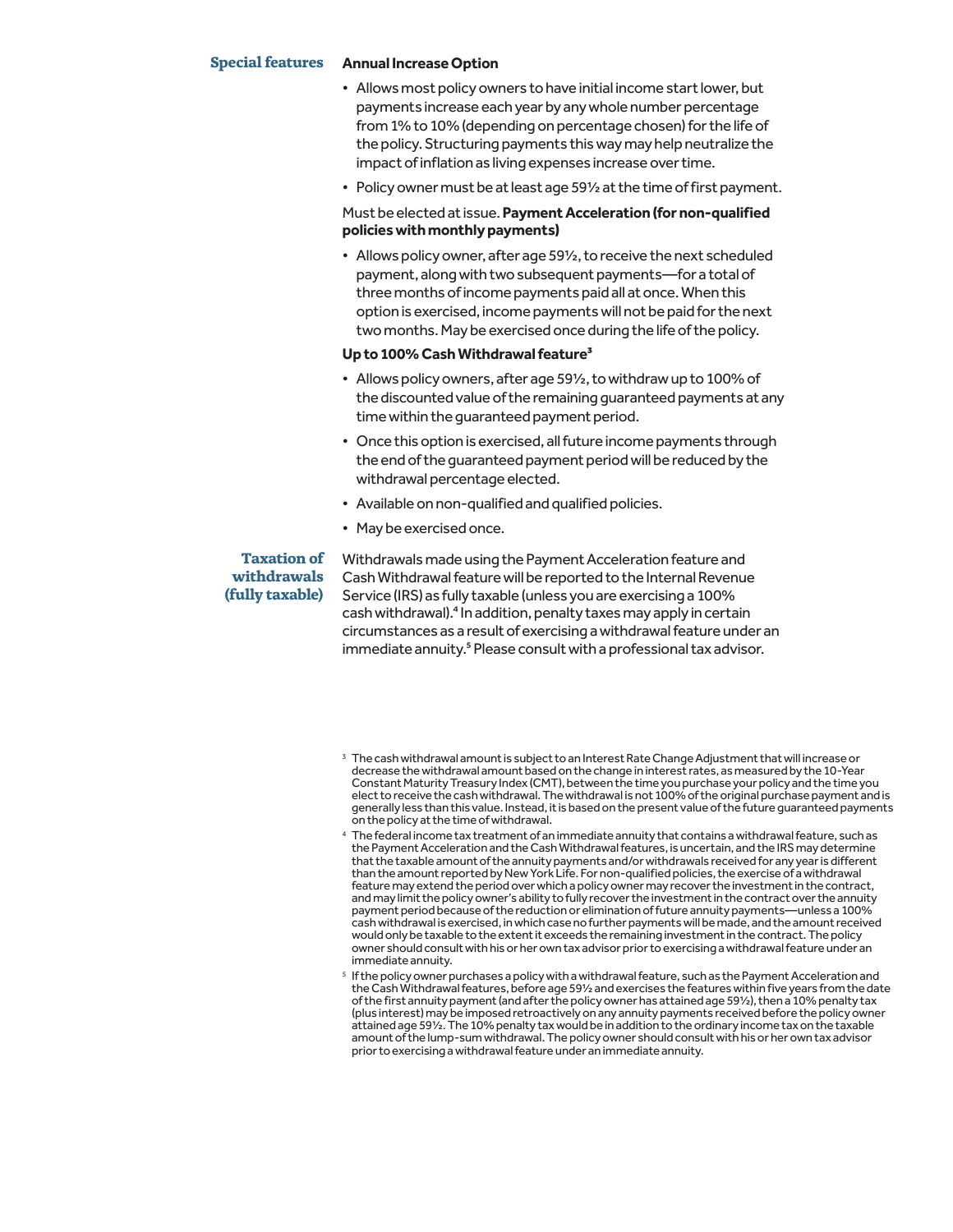## Special features

**Annual Increase Option**

- Allows most policy owners to have initial income start lower, but payments increase each year by any whole number percentage from 1% to 10% (depending on percentage chosen) for the life of the policy. Structuring payments this way may help neutralize the impact of inflation as living expenses increase over time.
- Policy owner must be at least age 59½ at the time of first payment.

Must be elected at issue. **Payment Acceleration (for non-qualified policies with monthly payments)**

- Allows policy owner, after age 59½, to receive the next scheduled payment, along with two subsequent payments—for a total of three months of income payments paid all at once. When this option is exercised, income payments will not be paid for the next two months. May be exercised once during the life of the policy.

**Up to 100% Cash Withdrawal feature[3]**

- Allows policy owners, after age 59½, to withdraw up to 100% of the discounted value of the remaining guaranteed payments at any time within the guaranteed payment period.
- Once this option is exercised, all future income payments through the end of the guaranteed payment period will be reduced by the withdrawal percentage elected.
- Available on non-qualified and qualified policies.
- May be exercised once.

## Taxation of withdrawals (fully taxable)

Withdrawals made using the Payment Acceleration feature and Cash Withdrawal feature will be reported to the Internal Revenue Service (IRS) as fully taxable (unless you are exercising a 100% cash withdrawal).[4] In addition, penalty taxes may apply in certain circumstances as a result of exercising a withdrawal feature under an immediate annuity.[5] Please consult with a professional tax advisor.

[3] The cash withdrawal amount is subject to an Interest Rate Change Adjustment that will increase or decrease the withdrawal amount based on the change in interest rates, as measured by the 10-Year Constant Maturity Treasury Index (CMT), between the time you purchase your policy and the time you elect to receive the cash withdrawal. The withdrawal is not 100% of the original purchase payment and is generally less than this value. Instead, it is based on the present value of the future guaranteed payments on the policy at the time of withdrawal.

[4] The federal income tax treatment of an immediate annuity that contains a withdrawal feature, such as the Payment Acceleration and the Cash Withdrawal features, is uncertain, and the IRS may determine that the taxable amount of the annuity payments and/or withdrawals received for any year is different than the amount reported by New York Life. For non-qualified policies, the exercise of a withdrawal feature may extend the period over which a policy owner may recover the investment in the contract, and may limit the policy owner's ability to fully recover the investment in the contract over the annuity payment period because of the reduction or elimination of future annuity payments—unless a 100% cash withdrawal is exercised, in which case no further payments will be made, and the amount received would only be taxable to the extent it exceeds the remaining investment in the contract. The policy owner should consult with his or her own tax advisor prior to exercising a withdrawal feature under an immediate annuity.

[5] If the policy owner purchases a policy with a withdrawal feature, such as the Payment Acceleration and the Cash Withdrawal features, before age 59½ and exercises the features within five years from the date of the first annuity payment (and after the policy owner has attained age 59½), then a 10% penalty tax (plus interest) may be imposed retroactively on any annuity payments received before the policy owner attained age 59½. The 10% penalty tax would be in addition to the ordinary income tax on the taxable amount of the lump-sum withdrawal. The policy owner should consult with his or her own tax advisor prior to exercising a withdrawal feature under an immediate annuity.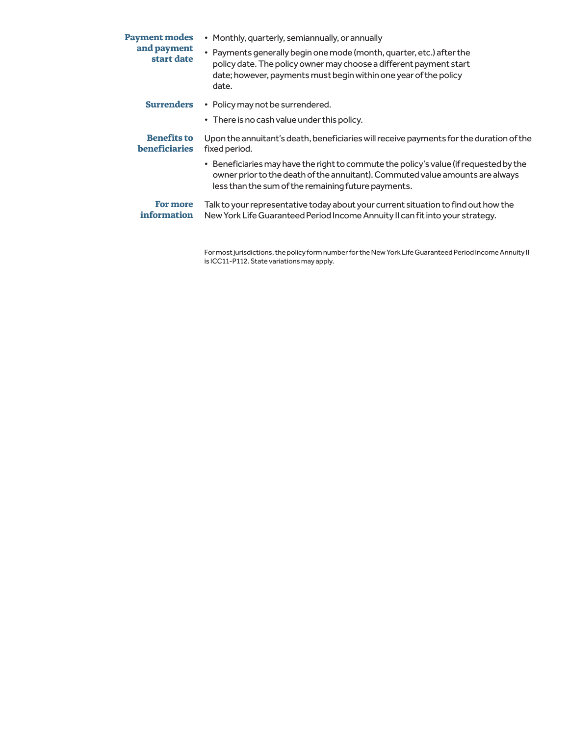**Payment modes and payment start date**

- Monthly, quarterly, semiannually, or annually
- Payments generally begin one mode (month, quarter, etc.) after the policy date. The policy owner may choose a different payment start date; however, payments must begin within one year of the policy date.

**Surrenders**

- Policy may not be surrendered.
- There is no cash value under this policy.

**Benefits to beneficiaries**

Upon the annuitant's death, beneficiaries will receive payments for the duration of the fixed period.

- Beneficiaries may have the right to commute the policy's value (if requested by the owner prior to the death of the annuitant). Commuted value amounts are always less than the sum of the remaining future payments.

**For more information**

Talk to your representative today about your current situation to find out how the New York Life Guaranteed Period Income Annuity II can fit into your strategy.

For most jurisdictions, the policy form number for the New York Life Guaranteed Period Income Annuity II is ICC11-P112. State variations may apply.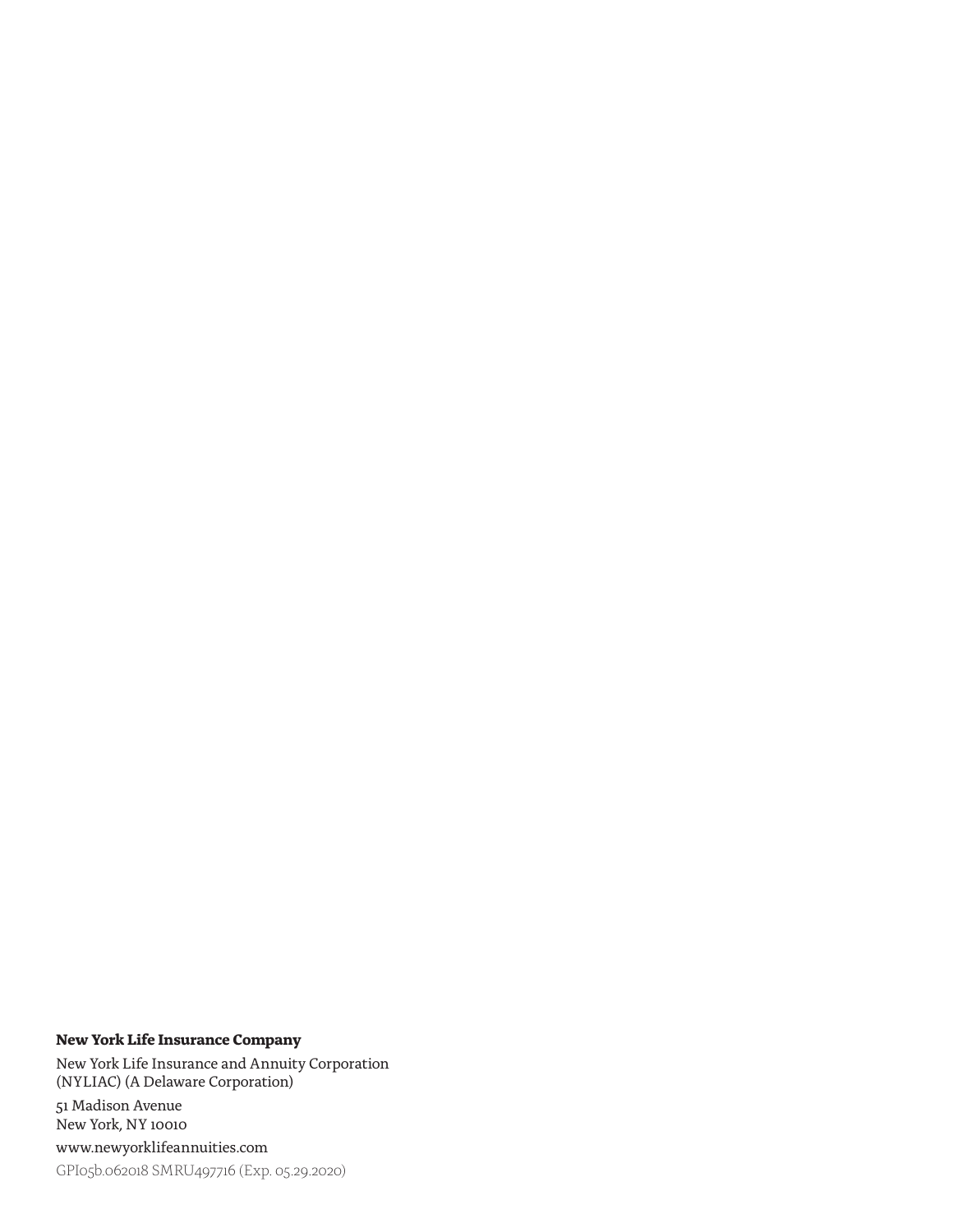**New York Life Insurance Company**

New York Life Insurance and Annuity Corporation
(NYLIAC) (A Delaware Corporation)

51 Madison Avenue
New York, NY 10010

www.newyorklifeannuities.com

GPI05b.062018 SMRU497716 (Exp. 05.29.2020)